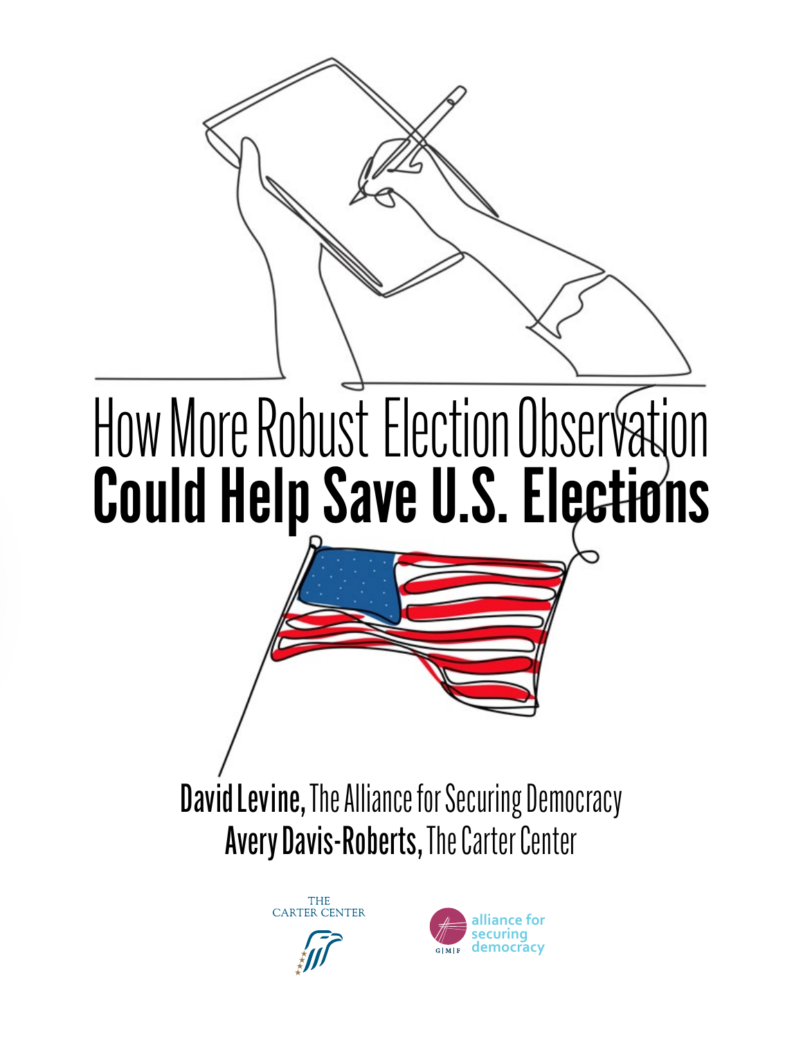# How More Robust Election Observation **Could Help Save U.S. Elections**

**David Levine,** The Alliance for Securing Democracy

**Avery Davis-Roberts,** The Carter Center

THE CARTER CENTER

alliance for securing democracy

G|M|F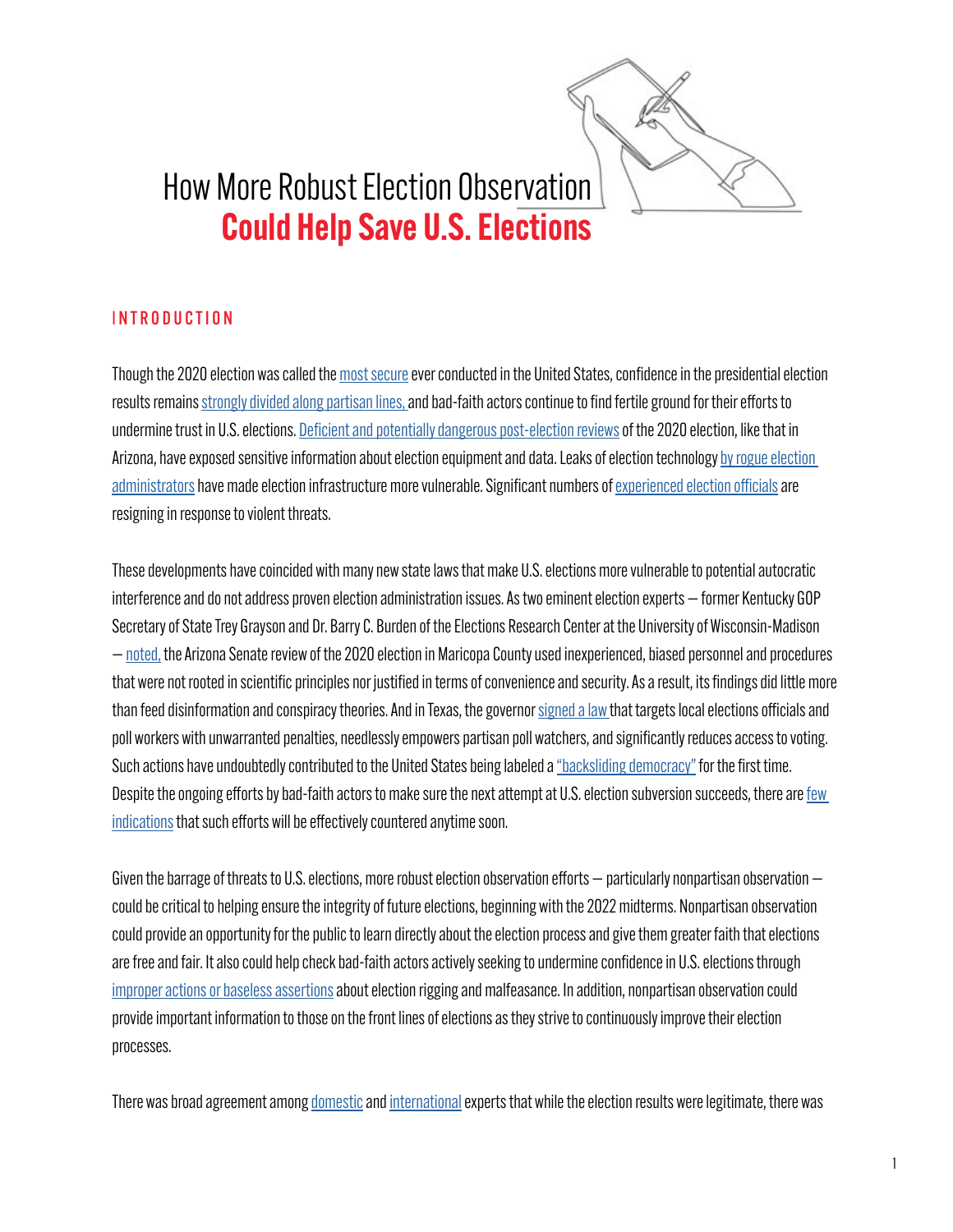# How More Robust Election Observation **Could Help Save U.S. Elections**

## INTRODUCTION

Though the 2020 election was called the most secure ever conducted in the United States, confidence in the presidential election results remains strongly divided along partisan lines, and bad-faith actors continue to find fertile ground for their efforts to undermine trust in U.S. elections. Deficient and potentially dangerous post-election reviews of the 2020 election, like that in Arizona, have exposed sensitive information about election equipment and data. Leaks of election technology by rogue election administrators have made election infrastructure more vulnerable. Significant numbers of experienced election officials are resigning in response to violent threats.

These developments have coincided with many new state laws that make U.S. elections more vulnerable to potential autocratic interference and do not address proven election administration issues. As two eminent election experts — former Kentucky GOP Secretary of State Trey Grayson and Dr. Barry C. Burden of the Elections Research Center at the University of Wisconsin-Madison — noted, the Arizona Senate review of the 2020 election in Maricopa County used inexperienced, biased personnel and procedures that were not rooted in scientific principles nor justified in terms of convenience and security. As a result, its findings did little more than feed disinformation and conspiracy theories. And in Texas, the governor signed a law that targets local elections officials and poll workers with unwarranted penalties, needlessly empowers partisan poll watchers, and significantly reduces access to voting. Such actions have undoubtedly contributed to the United States being labeled a "backsliding democracy" for the first time. Despite the ongoing efforts by bad-faith actors to make sure the next attempt at U.S. election subversion succeeds, there are few indications that such efforts will be effectively countered anytime soon.

Given the barrage of threats to U.S. elections, more robust election observation efforts — particularly nonpartisan observation — could be critical to helping ensure the integrity of future elections, beginning with the 2022 midterms. Nonpartisan observation could provide an opportunity for the public to learn directly about the election process and give them greater faith that elections are free and fair. It also could help check bad-faith actors actively seeking to undermine confidence in U.S. elections through improper actions or baseless assertions about election rigging and malfeasance. In addition, nonpartisan observation could provide important information to those on the front lines of elections as they strive to continuously improve their election processes.

There was broad agreement among domestic and international experts that while the election results were legitimate, there was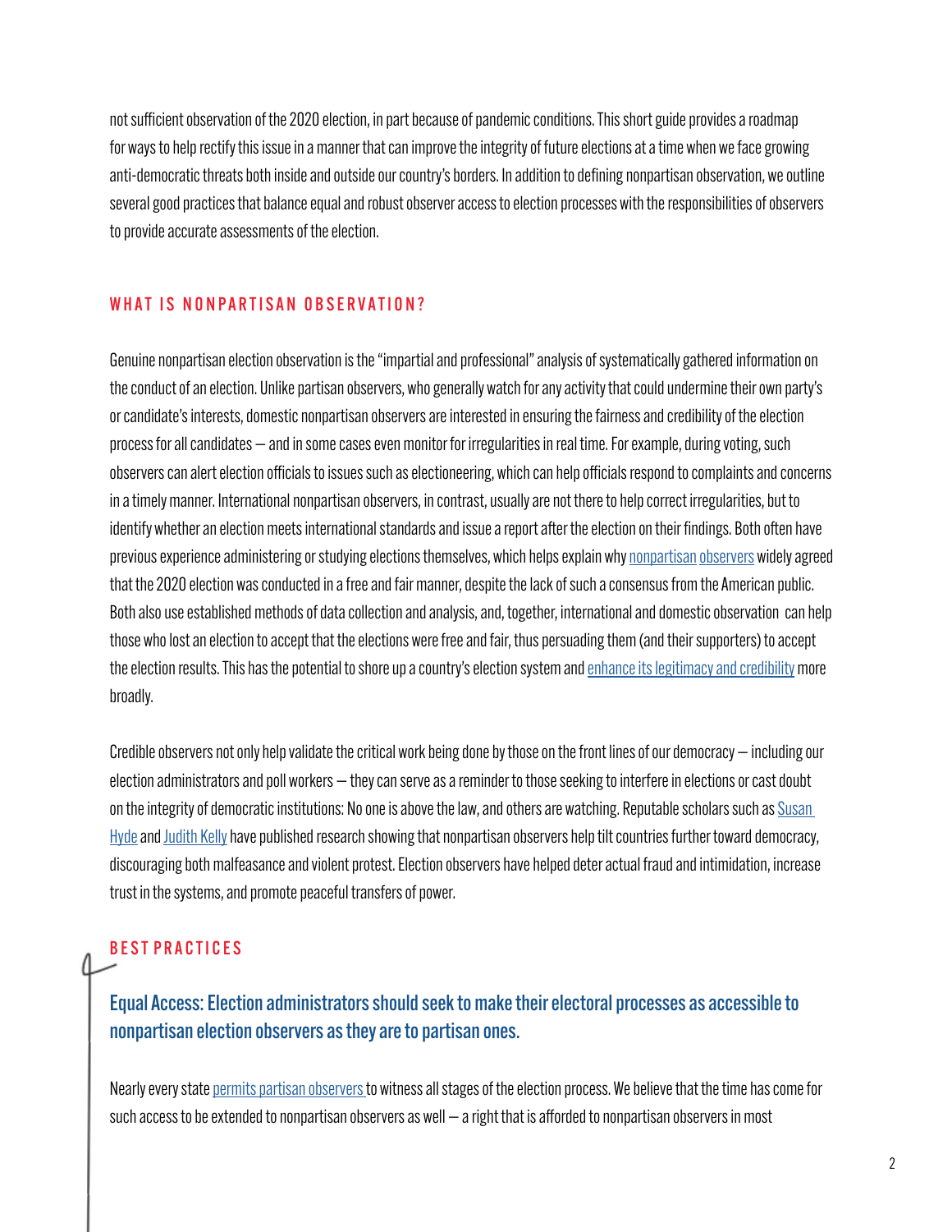not sufficient observation of the 2020 election, in part because of pandemic conditions. This short guide provides a roadmap for ways to help rectify this issue in a manner that can improve the integrity of future elections at a time when we face growing anti-democratic threats both inside and outside our country's borders. In addition to defining nonpartisan observation, we outline several good practices that balance equal and robust observer access to election processes with the responsibilities of observers to provide accurate assessments of the election.

## WHAT IS NONPARTISAN OBSERVATION?

Genuine nonpartisan election observation is the "impartial and professional" analysis of systematically gathered information on the conduct of an election. Unlike partisan observers, who generally watch for any activity that could undermine their own party's or candidate's interests, domestic nonpartisan observers are interested in ensuring the fairness and credibility of the election process for all candidates — and in some cases even monitor for irregularities in real time. For example, during voting, such observers can alert election officials to issues such as electioneering, which can help officials respond to complaints and concerns in a timely manner. International nonpartisan observers, in contrast, usually are not there to help correct irregularities, but to identify whether an election meets international standards and issue a report after the election on their findings. Both often have previous experience administering or studying elections themselves, which helps explain why nonpartisan observers widely agreed that the 2020 election was conducted in a free and fair manner, despite the lack of such a consensus from the American public. Both also use established methods of data collection and analysis, and, together, international and domestic observation can help those who lost an election to accept that the elections were free and fair, thus persuading them (and their supporters) to accept the election results. This has the potential to shore up a country's election system and enhance its legitimacy and credibility more broadly.

Credible observers not only help validate the critical work being done by those on the front lines of our democracy — including our election administrators and poll workers — they can serve as a reminder to those seeking to interfere in elections or cast doubt on the integrity of democratic institutions: No one is above the law, and others are watching. Reputable scholars such as Susan Hyde and Judith Kelly have published research showing that nonpartisan observers help tilt countries further toward democracy, discouraging both malfeasance and violent protest. Election observers have helped deter actual fraud and intimidation, increase trust in the systems, and promote peaceful transfers of power.

## BEST PRACTICES

### Equal Access: Election administrators should seek to make their electoral processes as accessible to nonpartisan election observers as they are to partisan ones.

Nearly every state permits partisan observers to witness all stages of the election process. We believe that the time has come for such access to be extended to nonpartisan observers as well — a right that is afforded to nonpartisan observers in most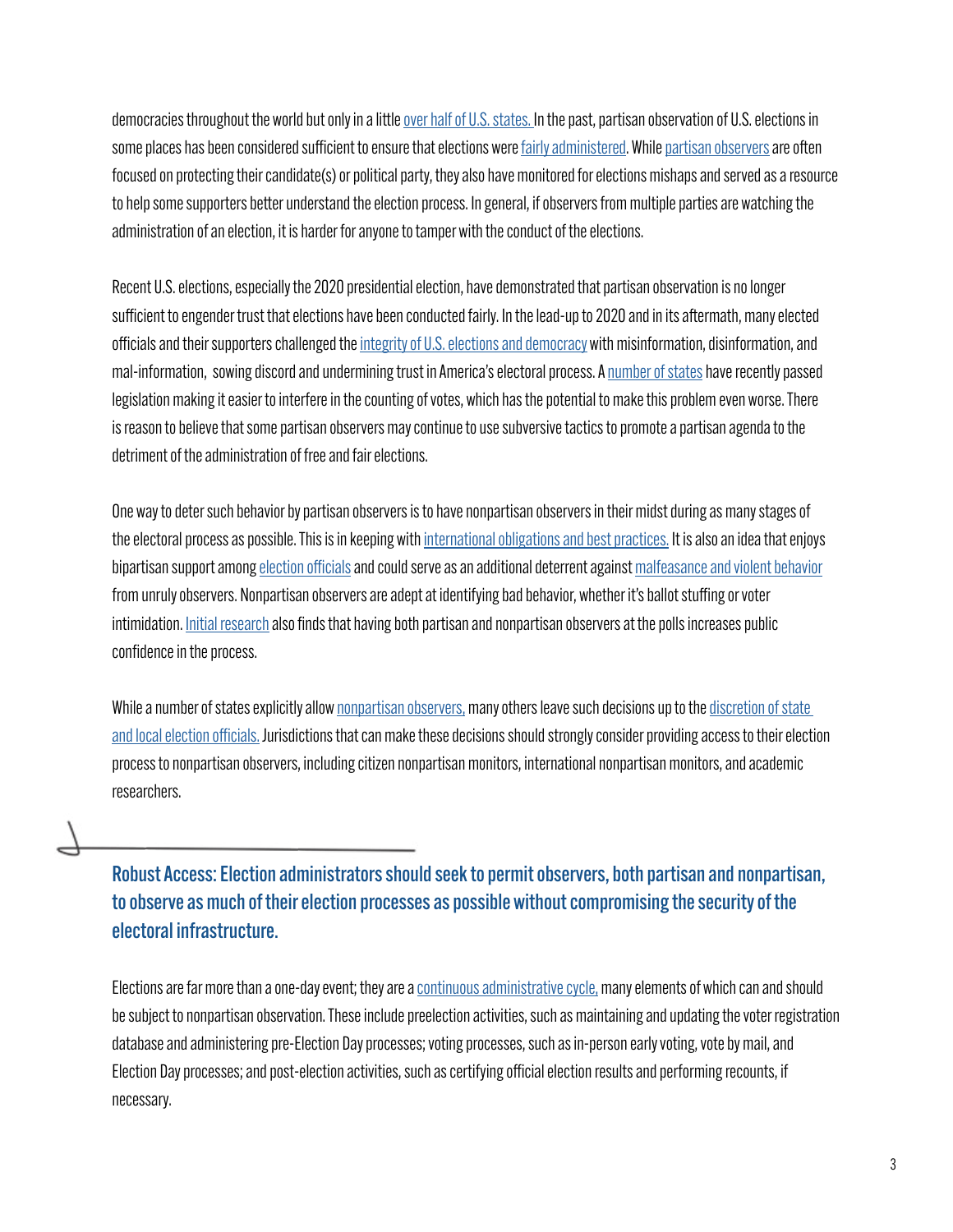democracies throughout the world but only in a little over half of U.S. states. In the past, partisan observation of U.S. elections in some places has been considered sufficient to ensure that elections were fairly administered. While partisan observers are often focused on protecting their candidate(s) or political party, they also have monitored for elections mishaps and served as a resource to help some supporters better understand the election process. In general, if observers from multiple parties are watching the administration of an election, it is harder for anyone to tamper with the conduct of the elections.

Recent U.S. elections, especially the 2020 presidential election, have demonstrated that partisan observation is no longer sufficient to engender trust that elections have been conducted fairly. In the lead-up to 2020 and in its aftermath, many elected officials and their supporters challenged the integrity of U.S. elections and democracy with misinformation, disinformation, and mal-information, sowing discord and undermining trust in America's electoral process. A number of states have recently passed legislation making it easier to interfere in the counting of votes, which has the potential to make this problem even worse. There is reason to believe that some partisan observers may continue to use subversive tactics to promote a partisan agenda to the detriment of the administration of free and fair elections.

One way to deter such behavior by partisan observers is to have nonpartisan observers in their midst during as many stages of the electoral process as possible. This is in keeping with international obligations and best practices. It is also an idea that enjoys bipartisan support among election officials and could serve as an additional deterrent against malfeasance and violent behavior from unruly observers. Nonpartisan observers are adept at identifying bad behavior, whether it's ballot stuffing or voter intimidation. Initial research also finds that having both partisan and nonpartisan observers at the polls increases public confidence in the process.

While a number of states explicitly allow nonpartisan observers, many others leave such decisions up to the discretion of state and local election officials. Jurisdictions that can make these decisions should strongly consider providing access to their election process to nonpartisan observers, including citizen nonpartisan monitors, international nonpartisan monitors, and academic researchers.

## Robust Access: Election administrators should seek to permit observers, both partisan and nonpartisan, to observe as much of their election processes as possible without compromising the security of the electoral infrastructure.

Elections are far more than a one-day event; they are a continuous administrative cycle, many elements of which can and should be subject to nonpartisan observation. These include preelection activities, such as maintaining and updating the voter registration database and administering pre-Election Day processes; voting processes, such as in-person early voting, vote by mail, and Election Day processes; and post-election activities, such as certifying official election results and performing recounts, if necessary.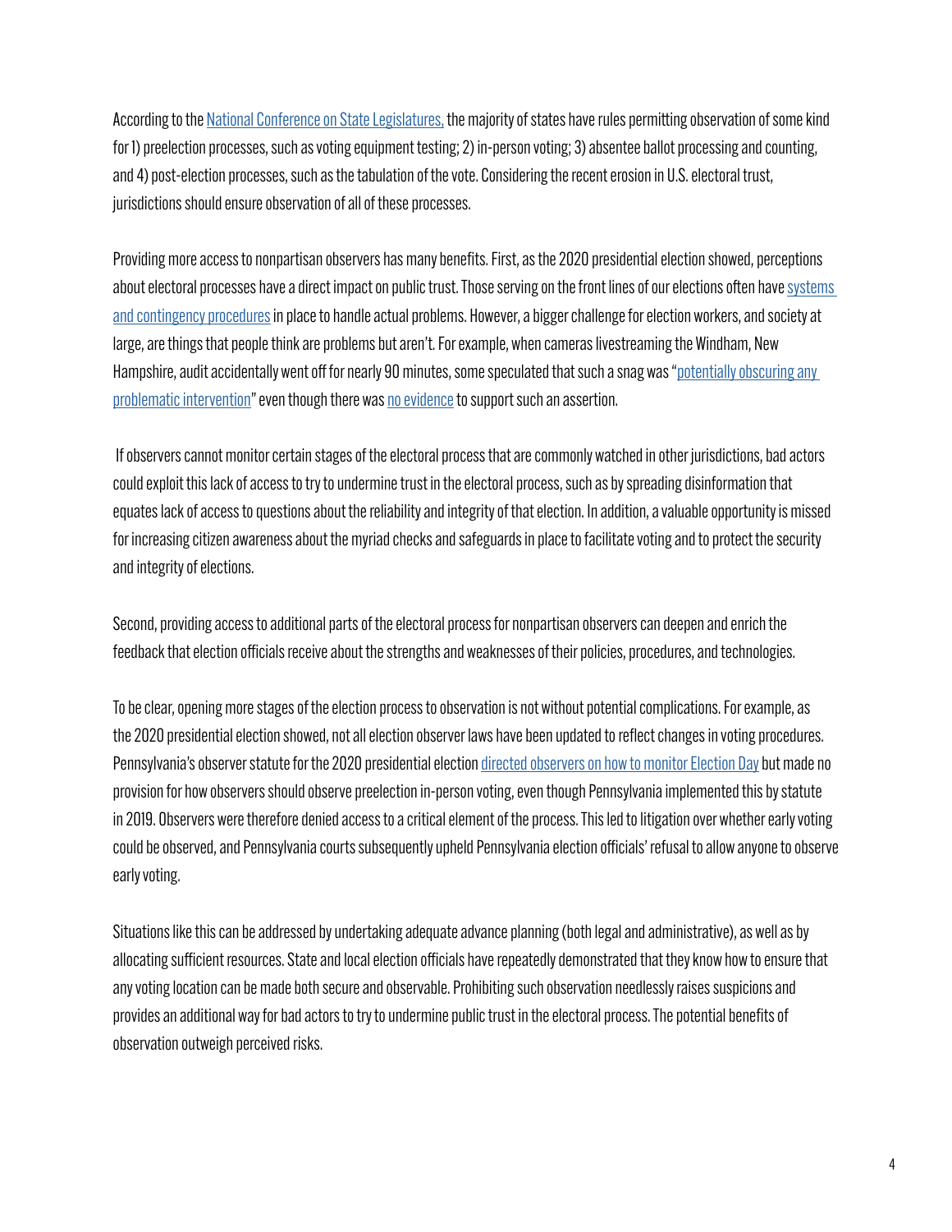According to the National Conference on State Legislatures, the majority of states have rules permitting observation of some kind for 1) preelection processes, such as voting equipment testing; 2) in-person voting; 3) absentee ballot processing and counting, and 4) post-election processes, such as the tabulation of the vote. Considering the recent erosion in U.S. electoral trust, jurisdictions should ensure observation of all of these processes.

Providing more access to nonpartisan observers has many benefits. First, as the 2020 presidential election showed, perceptions about electoral processes have a direct impact on public trust. Those serving on the front lines of our elections often have systems and contingency procedures in place to handle actual problems. However, a bigger challenge for election workers, and society at large, are things that people think are problems but aren't. For example, when cameras livestreaming the Windham, New Hampshire, audit accidentally went off for nearly 90 minutes, some speculated that such a snag was "potentially obscuring any problematic intervention" even though there was no evidence to support such an assertion.

If observers cannot monitor certain stages of the electoral process that are commonly watched in other jurisdictions, bad actors could exploit this lack of access to try to undermine trust in the electoral process, such as by spreading disinformation that equates lack of access to questions about the reliability and integrity of that election. In addition, a valuable opportunity is missed for increasing citizen awareness about the myriad checks and safeguards in place to facilitate voting and to protect the security and integrity of elections.

Second, providing access to additional parts of the electoral process for nonpartisan observers can deepen and enrich the feedback that election officials receive about the strengths and weaknesses of their policies, procedures, and technologies.

To be clear, opening more stages of the election process to observation is not without potential complications. For example, as the 2020 presidential election showed, not all election observer laws have been updated to reflect changes in voting procedures. Pennsylvania's observer statute for the 2020 presidential election directed observers on how to monitor Election Day but made no provision for how observers should observe preelection in-person voting, even though Pennsylvania implemented this by statute in 2019. Observers were therefore denied access to a critical element of the process. This led to litigation over whether early voting could be observed, and Pennsylvania courts subsequently upheld Pennsylvania election officials' refusal to allow anyone to observe early voting.

Situations like this can be addressed by undertaking adequate advance planning (both legal and administrative), as well as by allocating sufficient resources. State and local election officials have repeatedly demonstrated that they know how to ensure that any voting location can be made both secure and observable. Prohibiting such observation needlessly raises suspicions and provides an additional way for bad actors to try to undermine public trust in the electoral process. The potential benefits of observation outweigh perceived risks.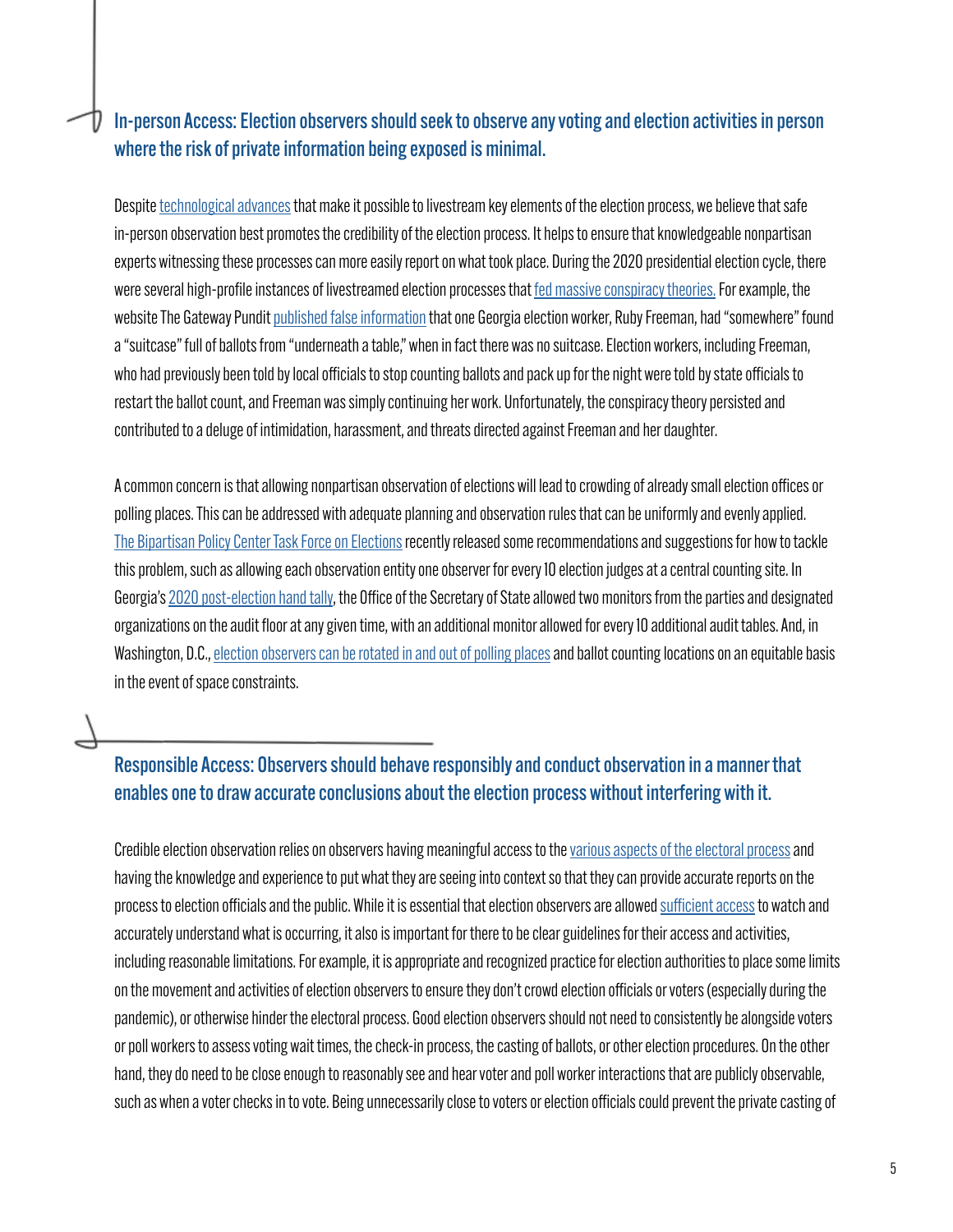## In-person Access: Election observers should seek to observe any voting and election activities in person where the risk of private information being exposed is minimal.

Despite technological advances that make it possible to livestream key elements of the election process, we believe that safe in-person observation best promotes the credibility of the election process. It helps to ensure that knowledgeable nonpartisan experts witnessing these processes can more easily report on what took place. During the 2020 presidential election cycle, there were several high-profile instances of livestreamed election processes that fed massive conspiracy theories. For example, the website The Gateway Pundit published false information that one Georgia election worker, Ruby Freeman, had "somewhere" found a "suitcase" full of ballots from "underneath a table," when in fact there was no suitcase. Election workers, including Freeman, who had previously been told by local officials to stop counting ballots and pack up for the night were told by state officials to restart the ballot count, and Freeman was simply continuing her work. Unfortunately, the conspiracy theory persisted and contributed to a deluge of intimidation, harassment, and threats directed against Freeman and her daughter.

A common concern is that allowing nonpartisan observation of elections will lead to crowding of already small election offices or polling places. This can be addressed with adequate planning and observation rules that can be uniformly and evenly applied. The Bipartisan Policy Center Task Force on Elections recently released some recommendations and suggestions for how to tackle this problem, such as allowing each observation entity one observer for every 10 election judges at a central counting site. In Georgia's 2020 post-election hand tally, the Office of the Secretary of State allowed two monitors from the parties and designated organizations on the audit floor at any given time, with an additional monitor allowed for every 10 additional audit tables. And, in Washington, D.C., election observers can be rotated in and out of polling places and ballot counting locations on an equitable basis in the event of space constraints.

## Responsible Access: Observers should behave responsibly and conduct observation in a manner that enables one to draw accurate conclusions about the election process without interfering with it.

Credible election observation relies on observers having meaningful access to the various aspects of the electoral process and having the knowledge and experience to put what they are seeing into context so that they can provide accurate reports on the process to election officials and the public. While it is essential that election observers are allowed sufficient access to watch and accurately understand what is occurring, it also is important for there to be clear guidelines for their access and activities, including reasonable limitations. For example, it is appropriate and recognized practice for election authorities to place some limits on the movement and activities of election observers to ensure they don't crowd election officials or voters (especially during the pandemic), or otherwise hinder the electoral process. Good election observers should not need to consistently be alongside voters or poll workers to assess voting wait times, the check-in process, the casting of ballots, or other election procedures. On the other hand, they do need to be close enough to reasonably see and hear voter and poll worker interactions that are publicly observable, such as when a voter checks in to vote. Being unnecessarily close to voters or election officials could prevent the private casting of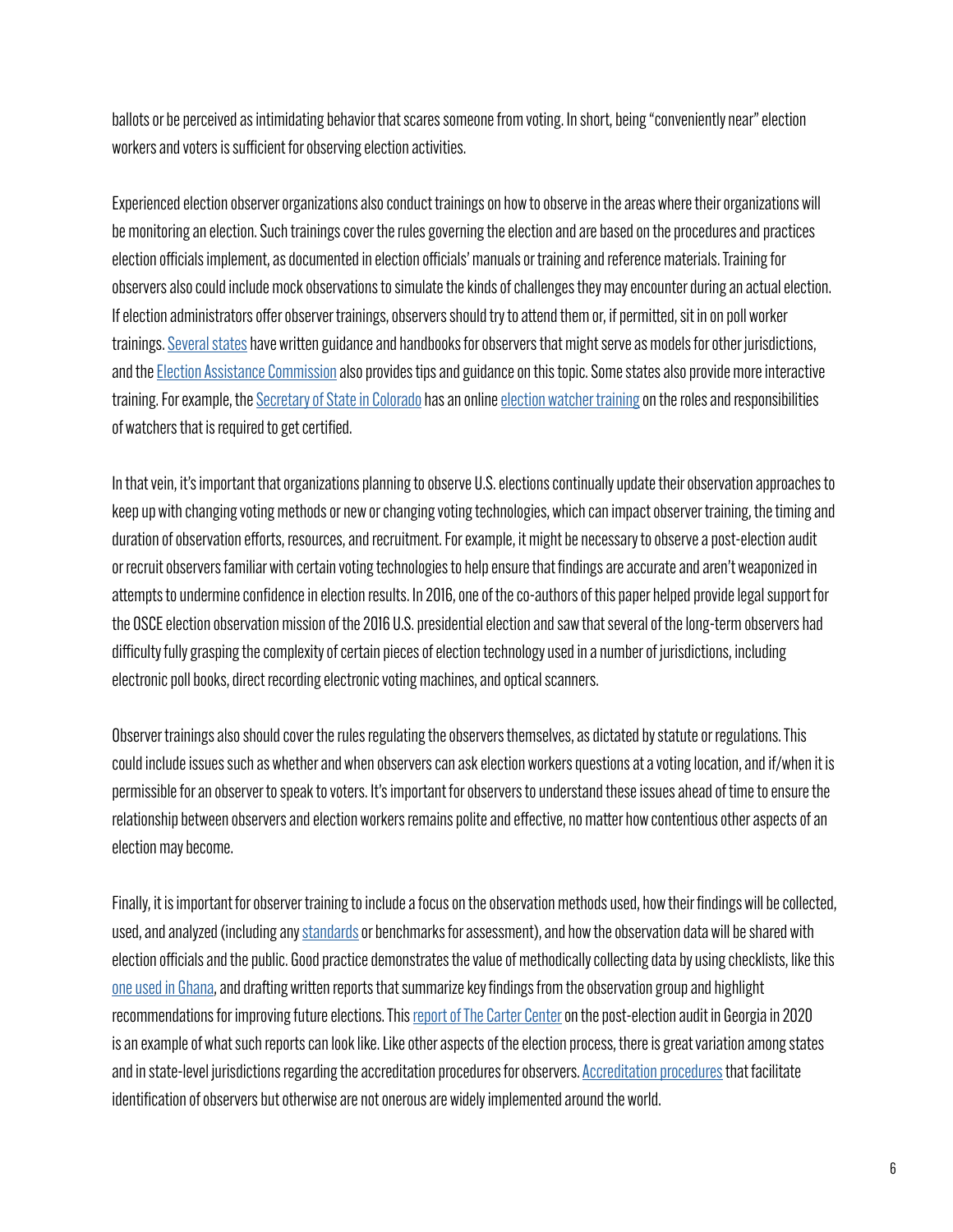ballots or be perceived as intimidating behavior that scares someone from voting. In short, being "conveniently near" election workers and voters is sufficient for observing election activities.

Experienced election observer organizations also conduct trainings on how to observe in the areas where their organizations will be monitoring an election. Such trainings cover the rules governing the election and are based on the procedures and practices election officials implement, as documented in election officials' manuals or training and reference materials. Training for observers also could include mock observations to simulate the kinds of challenges they may encounter during an actual election. If election administrators offer observer trainings, observers should try to attend them or, if permitted, sit in on poll worker trainings. Several states have written guidance and handbooks for observers that might serve as models for other jurisdictions, and the Election Assistance Commission also provides tips and guidance on this topic. Some states also provide more interactive training. For example, the Secretary of State in Colorado has an online election watcher training on the roles and responsibilities of watchers that is required to get certified.

In that vein, it's important that organizations planning to observe U.S. elections continually update their observation approaches to keep up with changing voting methods or new or changing voting technologies, which can impact observer training, the timing and duration of observation efforts, resources, and recruitment. For example, it might be necessary to observe a post-election audit or recruit observers familiar with certain voting technologies to help ensure that findings are accurate and aren't weaponized in attempts to undermine confidence in election results. In 2016, one of the co-authors of this paper helped provide legal support for the OSCE election observation mission of the 2016 U.S. presidential election and saw that several of the long-term observers had difficulty fully grasping the complexity of certain pieces of election technology used in a number of jurisdictions, including electronic poll books, direct recording electronic voting machines, and optical scanners.

Observer trainings also should cover the rules regulating the observers themselves, as dictated by statute or regulations. This could include issues such as whether and when observers can ask election workers questions at a voting location, and if/when it is permissible for an observer to speak to voters. It's important for observers to understand these issues ahead of time to ensure the relationship between observers and election workers remains polite and effective, no matter how contentious other aspects of an election may become.

Finally, it is important for observer training to include a focus on the observation methods used, how their findings will be collected, used, and analyzed (including any standards or benchmarks for assessment), and how the observation data will be shared with election officials and the public. Good practice demonstrates the value of methodically collecting data by using checklists, like this one used in Ghana, and drafting written reports that summarize key findings from the observation group and highlight recommendations for improving future elections. This report of The Carter Center on the post-election audit in Georgia in 2020 is an example of what such reports can look like. Like other aspects of the election process, there is great variation among states and in state-level jurisdictions regarding the accreditation procedures for observers. Accreditation procedures that facilitate identification of observers but otherwise are not onerous are widely implemented around the world.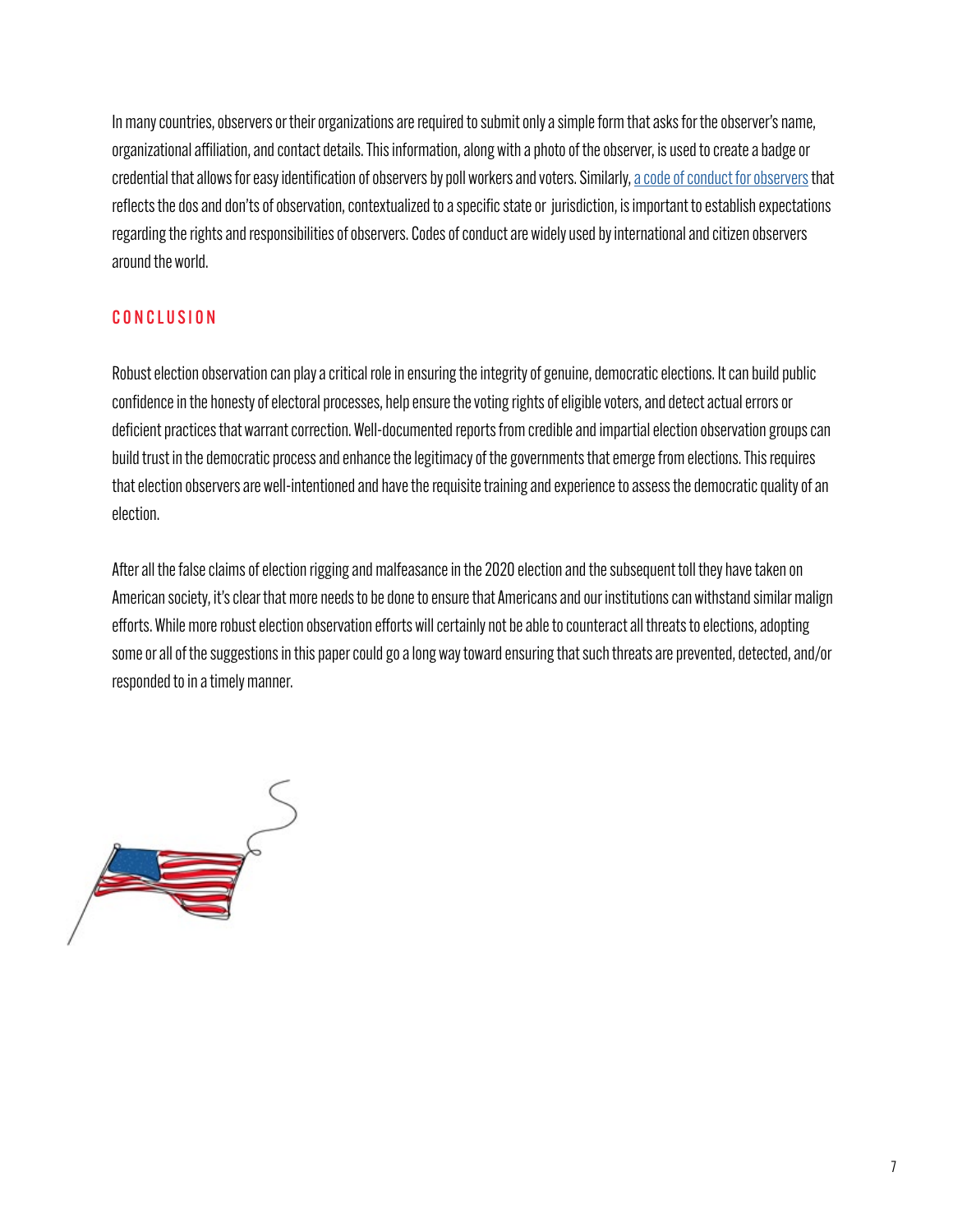In many countries, observers or their organizations are required to submit only a simple form that asks for the observer's name, organizational affiliation, and contact details. This information, along with a photo of the observer, is used to create a badge or credential that allows for easy identification of observers by poll workers and voters. Similarly, a code of conduct for observers that reflects the dos and don'ts of observation, contextualized to a specific state or jurisdiction, is important to establish expectations regarding the rights and responsibilities of observers. Codes of conduct are widely used by international and citizen observers around the world.

## CONCLUSION

Robust election observation can play a critical role in ensuring the integrity of genuine, democratic elections. It can build public confidence in the honesty of electoral processes, help ensure the voting rights of eligible voters, and detect actual errors or deficient practices that warrant correction. Well-documented reports from credible and impartial election observation groups can build trust in the democratic process and enhance the legitimacy of the governments that emerge from elections. This requires that election observers are well-intentioned and have the requisite training and experience to assess the democratic quality of an election.

After all the false claims of election rigging and malfeasance in the 2020 election and the subsequent toll they have taken on American society, it's clear that more needs to be done to ensure that Americans and our institutions can withstand similar malign efforts. While more robust election observation efforts will certainly not be able to counteract all threats to elections, adopting some or all of the suggestions in this paper could go a long way toward ensuring that such threats are prevented, detected, and/or responded to in a timely manner.